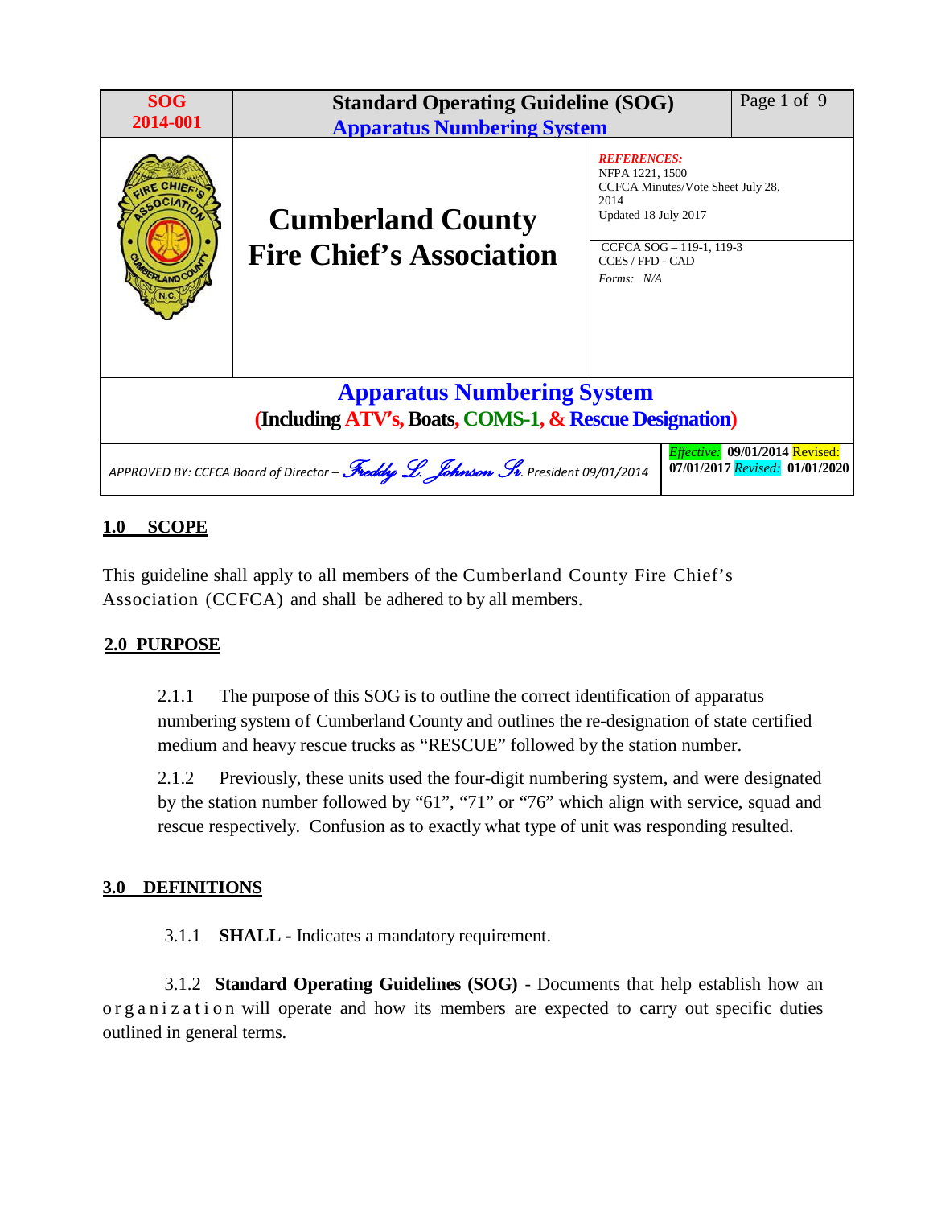| SOG 2014-001 | Standard Operating Guideline (SOG) Apparatus Numbering System | |
|---|---|---|
| | **Cumberland County Fire Chief's Association** | *REFERENCES:* NFPA 1221, 1500 CCFCA Minutes/Vote Sheet July 28, 2014 Updated 18 July 2017 |
| | | CCFCA SOG – 119-1, 119-3 CCES / FFD - CAD *Forms: N/A* |

## Apparatus Numbering System
**(Including ATV's, Boats, COMS-1, & Rescue Designation)**

| APPROVED BY: CCFCA Board of Director – *Freddy L. Johnson Sr.* President 09/01/2014 | *Effective:* **09/01/2014** Revised: **07/01/2017** *Revised:* **01/01/2020** |
|---|---|

## 1.0 SCOPE

This guideline shall apply to all members of the Cumberland County Fire Chief's Association (CCFCA) and shall be adhered to by all members.

## 2.0 PURPOSE

2.1.1 The purpose of this SOG is to outline the correct identification of apparatus numbering system of Cumberland County and outlines the re-designation of state certified medium and heavy rescue trucks as "RESCUE" followed by the station number.

2.1.2 Previously, these units used the four-digit numbering system, and were designated by the station number followed by "61", "71" or "76" which align with service, squad and rescue respectively. Confusion as to exactly what type of unit was responding resulted.

## 3.0 DEFINITIONS

3.1.1 **SHALL -** Indicates a mandatory requirement.

3.1.2 **Standard Operating Guidelines (SOG)** - Documents that help establish how an organization will operate and how its members are expected to carry out specific duties outlined in general terms.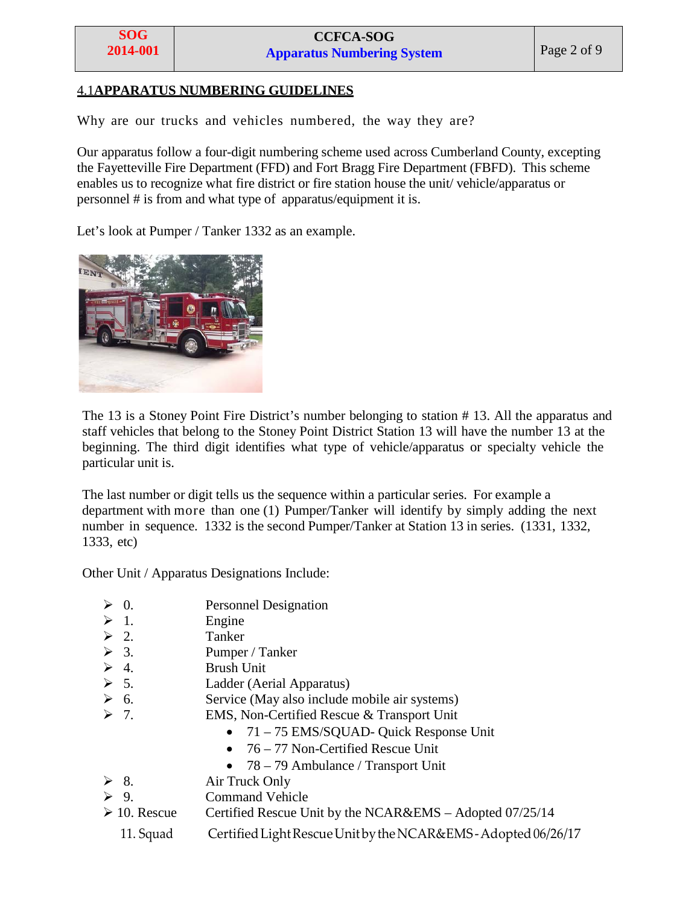## 4.1 APPARATUS NUMBERING GUIDELINES

Why are our trucks and vehicles numbered, the way they are?

Our apparatus follow a four-digit numbering scheme used across Cumberland County, excepting the Fayetteville Fire Department (FFD) and Fort Bragg Fire Department (FBFD). This scheme enables us to recognize what fire district or fire station house the unit/ vehicle/apparatus or personnel # is from and what type of apparatus/equipment it is.

Let's look at Pumper / Tanker 1332 as an example.

The 13 is a Stoney Point Fire District's number belonging to station # 13. All the apparatus and staff vehicles that belong to the Stoney Point District Station 13 will have the number 13 at the beginning. The third digit identifies what type of vehicle/apparatus or specialty vehicle the particular unit is.

The last number or digit tells us the sequence within a particular series. For example a department with more than one (1) Pumper/Tanker will identify by simply adding the next number in sequence. 1332 is the second Pumper/Tanker at Station 13 in series. (1331, 1332, 1333, etc)

Other Unit / Apparatus Designations Include:

- 0. Personnel Designation
- 1. Engine
- 2. Tanker
- 3. Pumper / Tanker
- 4. Brush Unit
- 5. Ladder (Aerial Apparatus)
- 6. Service (May also include mobile air systems)
- 7. EMS, Non-Certified Rescue & Transport Unit
  - 71 – 75 EMS/SQUAD- Quick Response Unit
  - 76 – 77 Non-Certified Rescue Unit
  - 78 – 79 Ambulance / Transport Unit
- 8. Air Truck Only
- 9. Command Vehicle
- 10. Rescue Certified Rescue Unit by the NCAR&EMS – Adopted 07/25/14
- 11. Squad Certified Light Rescue Unit by the NCAR&EMS - Adopted 06/26/17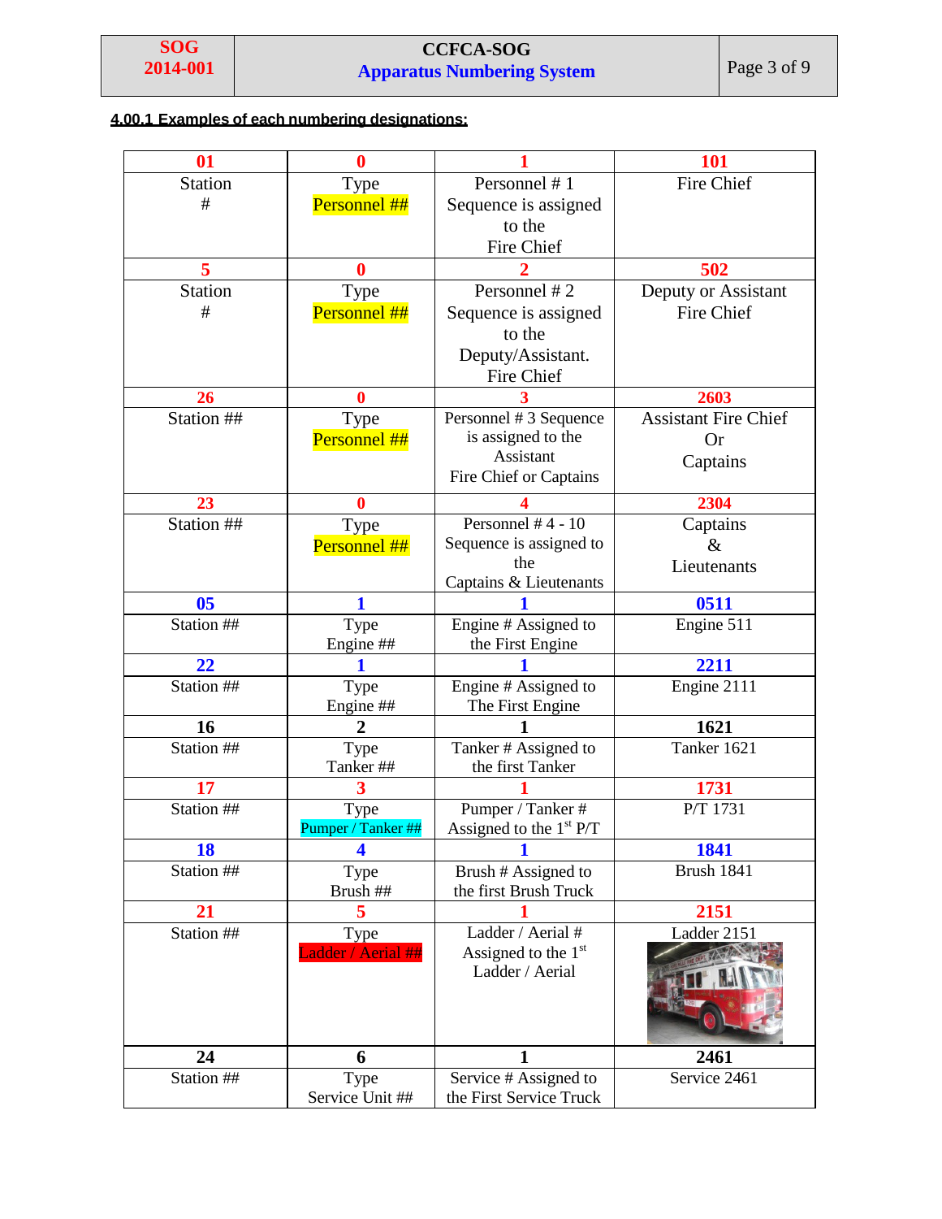## 4.00.1 Examples of each numbering designations:

| 01 | 0 | 1 | 101 |
|---|---|---|---|
| Station # | Type Personnel ## | Personnel # 1 Sequence is assigned to the Fire Chief | Fire Chief |
| **5** | **0** | **2** | **502** |
| Station # | Type Personnel ## | Personnel # 2 Sequence is assigned to the Deputy/Assistant. Fire Chief | Deputy or Assistant Fire Chief |
| **26** | **0** | **3** | **2603** |
| Station ## | Type Personnel ## | Personnel # 3 Sequence is assigned to the Assistant Fire Chief or Captains | Assistant Fire Chief Or Captains |
| **23** | **0** | **4** | **2304** |
| Station ## | Type Personnel ## | Personnel # 4 - 10 Sequence is assigned to the Captains & Lieutenants | Captains & Lieutenants |
| **05** | **1** | **1** | **0511** |
| Station ## | Type Engine ## | Engine # Assigned to the First Engine | Engine 511 |
| **22** | **1** | **1** | **2211** |
| Station ## | Type Engine ## | Engine # Assigned to The First Engine | Engine 2111 |
| **16** | **2** | **1** | **1621** |
| Station ## | Type Tanker ## | Tanker # Assigned to the first Tanker | Tanker 1621 |
| **17** | **3** | **1** | **1731** |
| Station ## | Type Pumper / Tanker ## | Pumper / Tanker # Assigned to the 1st P/T | P/T 1731 |
| **18** | **4** | **1** | **1841** |
| Station ## | Type Brush ## | Brush # Assigned to the first Brush Truck | Brush 1841 |
| **21** | **5** | **1** | **2151** |
| Station ## | Type Ladder / Aerial ## | Ladder / Aerial # Assigned to the 1st Ladder / Aerial | Ladder 2151 |
| **24** | **6** | **1** | **2461** |
| Station ## | Type Service Unit ## | Service # Assigned to the First Service Truck | Service 2461 |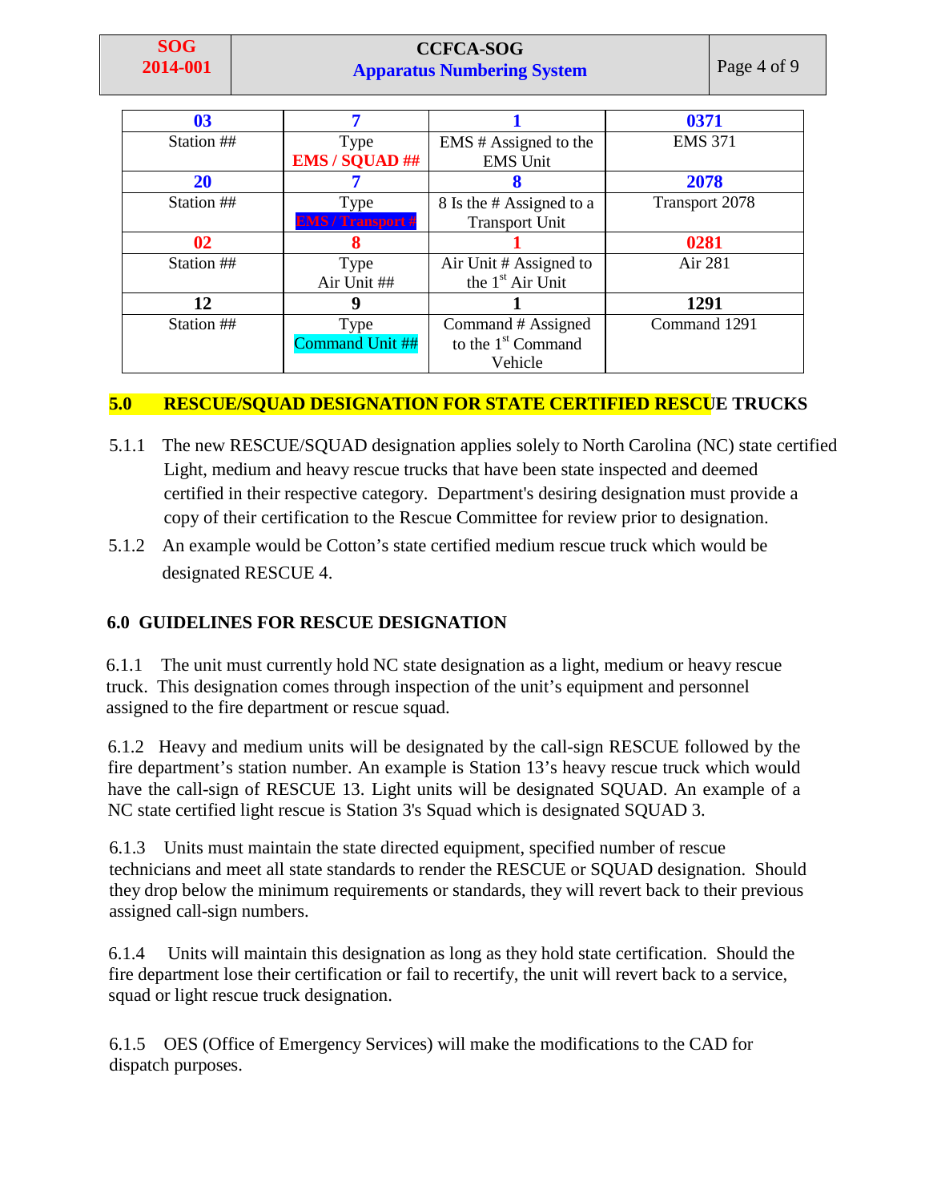| 03 | 7 | 1 | 0371 |
|---|---|---|---|
| Station ## | Type EMS / SQUAD ## | EMS # Assigned to the EMS Unit | EMS 371 |
| **20** | **7** | **8** | **2078** |
| Station ## | Type EMS / Transport # | 8 Is the # Assigned to a Transport Unit | Transport 2078 |
| **02** | **8** | **1** | **0281** |
| Station ## | Type Air Unit ## | Air Unit # Assigned to the 1st Air Unit | Air 281 |
| **12** | **9** | **1** | **1291** |
| Station ## | Type Command Unit ## | Command # Assigned to the 1st Command Vehicle | Command 1291 |

## 5.0 RESCUE/SQUAD DESIGNATION FOR STATE CERTIFIED RESCUE TRUCKS

5.1.1 The new RESCUE/SQUAD designation applies solely to North Carolina (NC) state certified Light, medium and heavy rescue trucks that have been state inspected and deemed certified in their respective category. Department's desiring designation must provide a copy of their certification to the Rescue Committee for review prior to designation.

5.1.2 An example would be Cotton's state certified medium rescue truck which would be designated RESCUE 4.

## 6.0 GUIDELINES FOR RESCUE DESIGNATION

6.1.1 The unit must currently hold NC state designation as a light, medium or heavy rescue truck. This designation comes through inspection of the unit's equipment and personnel assigned to the fire department or rescue squad.

6.1.2 Heavy and medium units will be designated by the call-sign RESCUE followed by the fire department's station number. An example is Station 13's heavy rescue truck which would have the call-sign of RESCUE 13. Light units will be designated SQUAD. An example of a NC state certified light rescue is Station 3's Squad which is designated SQUAD 3.

6.1.3 Units must maintain the state directed equipment, specified number of rescue technicians and meet all state standards to render the RESCUE or SQUAD designation. Should they drop below the minimum requirements or standards, they will revert back to their previous assigned call-sign numbers.

6.1.4 Units will maintain this designation as long as they hold state certification. Should the fire department lose their certification or fail to recertify, the unit will revert back to a service, squad or light rescue truck designation.

6.1.5 OES (Office of Emergency Services) will make the modifications to the CAD for dispatch purposes.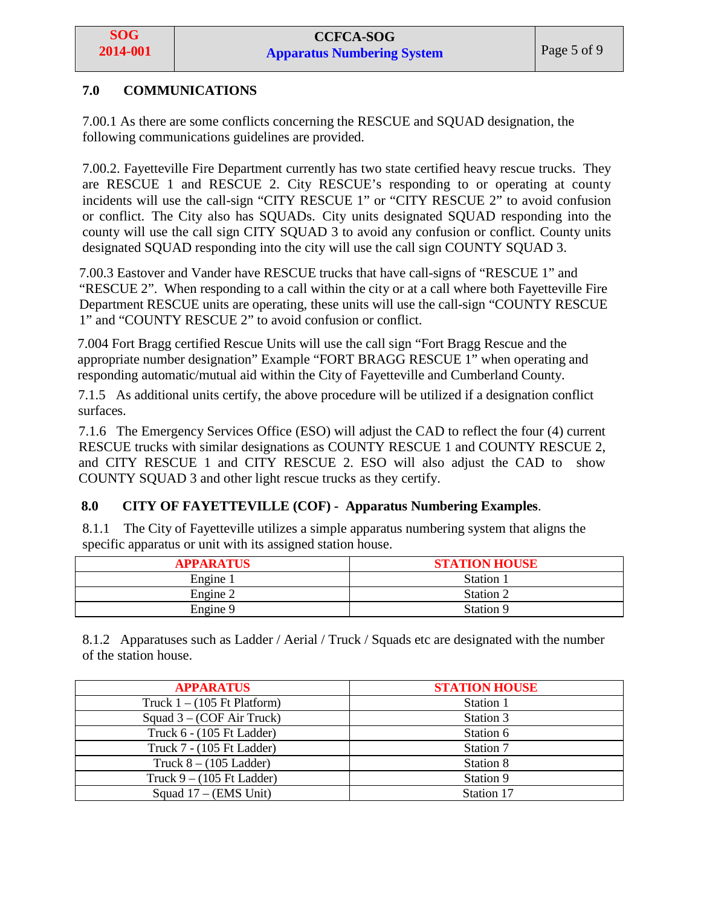## 7.0 COMMUNICATIONS

7.00.1 As there are some conflicts concerning the RESCUE and SQUAD designation, the following communications guidelines are provided.

7.00.2. Fayetteville Fire Department currently has two state certified heavy rescue trucks. They are RESCUE 1 and RESCUE 2. City RESCUE's responding to or operating at county incidents will use the call-sign "CITY RESCUE 1" or "CITY RESCUE 2" to avoid confusion or conflict. The City also has SQUADs. City units designated SQUAD responding into the county will use the call sign CITY SQUAD 3 to avoid any confusion or conflict. County units designated SQUAD responding into the city will use the call sign COUNTY SQUAD 3.

7.00.3 Eastover and Vander have RESCUE trucks that have call-signs of "RESCUE 1" and "RESCUE 2". When responding to a call within the city or at a call where both Fayetteville Fire Department RESCUE units are operating, these units will use the call-sign "COUNTY RESCUE 1" and "COUNTY RESCUE 2" to avoid confusion or conflict.

7.004 Fort Bragg certified Rescue Units will use the call sign "Fort Bragg Rescue and the appropriate number designation" Example "FORT BRAGG RESCUE 1" when operating and responding automatic/mutual aid within the City of Fayetteville and Cumberland County.

7.1.5 As additional units certify, the above procedure will be utilized if a designation conflict surfaces.

7.1.6 The Emergency Services Office (ESO) will adjust the CAD to reflect the four (4) current RESCUE trucks with similar designations as COUNTY RESCUE 1 and COUNTY RESCUE 2, and CITY RESCUE 1 and CITY RESCUE 2. ESO will also adjust the CAD to show COUNTY SQUAD 3 and other light rescue trucks as they certify.

## 8.0 CITY OF FAYETTEVILLE (COF) - Apparatus Numbering Examples.

8.1.1 The City of Fayetteville utilizes a simple apparatus numbering system that aligns the specific apparatus or unit with its assigned station house.

| APPARATUS | STATION HOUSE |
|---|---|
| Engine 1 | Station 1 |
| Engine 2 | Station 2 |
| Engine 9 | Station 9 |

8.1.2 Apparatuses such as Ladder / Aerial / Truck / Squads etc are designated with the number of the station house.

| APPARATUS | STATION HOUSE |
|---|---|
| Truck 1 – (105 Ft Platform) | Station 1 |
| Squad 3 – (COF Air Truck) | Station 3 |
| Truck 6 - (105 Ft Ladder) | Station 6 |
| Truck 7 - (105 Ft Ladder) | Station 7 |
| Truck 8 – (105 Ladder) | Station 8 |
| Truck 9 – (105 Ft Ladder) | Station 9 |
| Squad 17 – (EMS Unit) | Station 17 |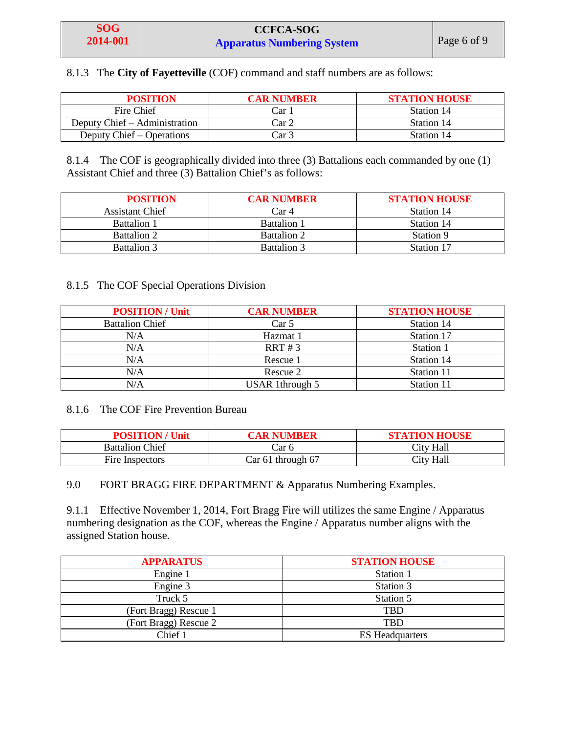8.1.3 The **City of Fayetteville** (COF) command and staff numbers are as follows:

| POSITION | CAR NUMBER | STATION HOUSE |
|---|---|---|
| Fire Chief | Car 1 | Station 14 |
| Deputy Chief – Administration | Car 2 | Station 14 |
| Deputy Chief – Operations | Car 3 | Station 14 |

8.1.4 The COF is geographically divided into three (3) Battalions each commanded by one (1) Assistant Chief and three (3) Battalion Chief's as follows:

| POSITION | CAR NUMBER | STATION HOUSE |
|---|---|---|
| Assistant Chief | Car 4 | Station 14 |
| Battalion 1 | Battalion 1 | Station 14 |
| Battalion 2 | Battalion 2 | Station 9 |
| Battalion 3 | Battalion 3 | Station 17 |

8.1.5 The COF Special Operations Division

| POSITION / Unit | CAR NUMBER | STATION HOUSE |
|---|---|---|
| Battalion Chief | Car 5 | Station 14 |
| N/A | Hazmat 1 | Station 17 |
| N/A | RRT # 3 | Station 1 |
| N/A | Rescue 1 | Station 14 |
| N/A | Rescue 2 | Station 11 |
| N/A | USAR 1through 5 | Station 11 |

8.1.6 The COF Fire Prevention Bureau

| POSITION / Unit | CAR NUMBER | STATION HOUSE |
|---|---|---|
| Battalion Chief | Car 6 | City Hall |
| Fire Inspectors | Car 61 through 67 | City Hall |

9.0 FORT BRAGG FIRE DEPARTMENT & Apparatus Numbering Examples.

9.1.1 Effective November 1, 2014, Fort Bragg Fire will utilizes the same Engine / Apparatus numbering designation as the COF, whereas the Engine / Apparatus number aligns with the assigned Station house.

| APPARATUS | STATION HOUSE |
|---|---|
| Engine 1 | Station 1 |
| Engine 3 | Station 3 |
| Truck 5 | Station 5 |
| (Fort Bragg) Rescue 1 | TBD |
| (Fort Bragg) Rescue 2 | TBD |
| Chief 1 | ES Headquarters |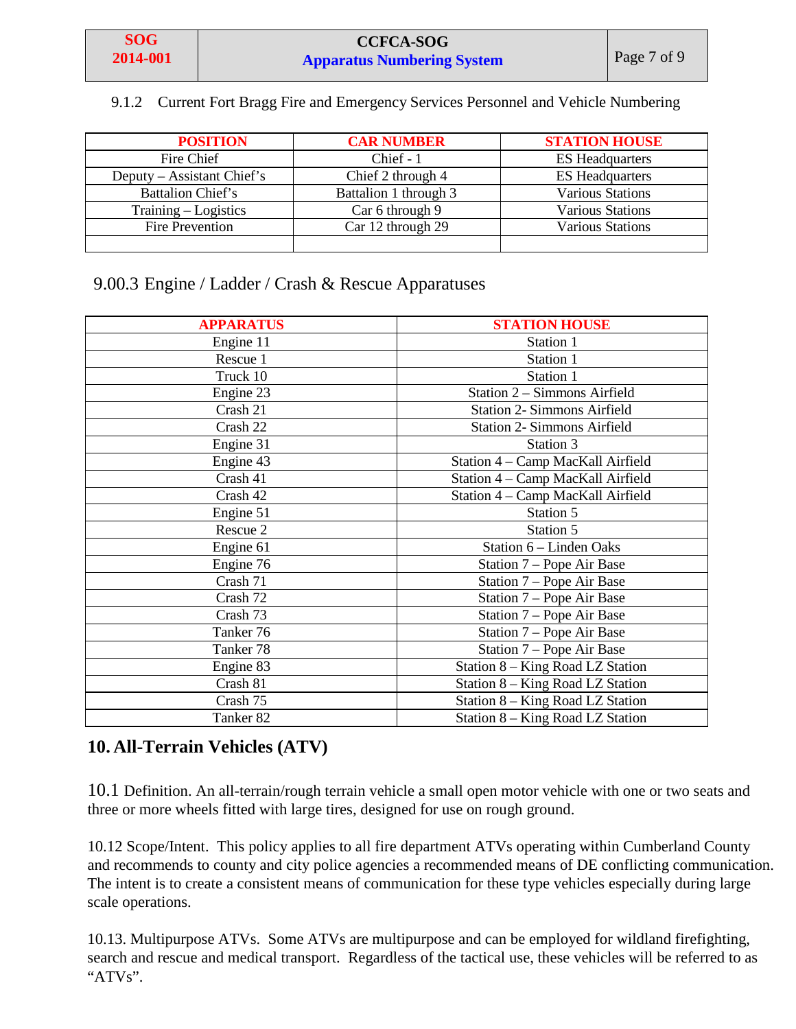9.1.2 Current Fort Bragg Fire and Emergency Services Personnel and Vehicle Numbering

| POSITION | CAR NUMBER | STATION HOUSE |
|---|---|---|
| Fire Chief | Chief - 1 | ES Headquarters |
| Deputy – Assistant Chief's | Chief 2 through 4 | ES Headquarters |
| Battalion Chief's | Battalion 1 through 3 | Various Stations |
| Training – Logistics | Car 6 through 9 | Various Stations |
| Fire Prevention | Car 12 through 29 | Various Stations |
| | | |

9.00.3 Engine / Ladder / Crash & Rescue Apparatuses

| APPARATUS | STATION HOUSE |
|---|---|
| Engine 11 | Station 1 |
| Rescue 1 | Station 1 |
| Truck 10 | Station 1 |
| Engine 23 | Station 2 – Simmons Airfield |
| Crash 21 | Station 2- Simmons Airfield |
| Crash 22 | Station 2- Simmons Airfield |
| Engine 31 | Station 3 |
| Engine 43 | Station 4 – Camp MacKall Airfield |
| Crash 41 | Station 4 – Camp MacKall Airfield |
| Crash 42 | Station 4 – Camp MacKall Airfield |
| Engine 51 | Station 5 |
| Rescue 2 | Station 5 |
| Engine 61 | Station 6 – Linden Oaks |
| Engine 76 | Station 7 – Pope Air Base |
| Crash 71 | Station 7 – Pope Air Base |
| Crash 72 | Station 7 – Pope Air Base |
| Crash 73 | Station 7 – Pope Air Base |
| Tanker 76 | Station 7 – Pope Air Base |
| Tanker 78 | Station 7 – Pope Air Base |
| Engine 83 | Station 8 – King Road LZ Station |
| Crash 81 | Station 8 – King Road LZ Station |
| Crash 75 | Station 8 – King Road LZ Station |
| Tanker 82 | Station 8 – King Road LZ Station |

## 10. All-Terrain Vehicles (ATV)

10.1 Definition. An all-terrain/rough terrain vehicle a small open motor vehicle with one or two seats and three or more wheels fitted with large tires, designed for use on rough ground.

10.12 Scope/Intent. This policy applies to all fire department ATVs operating within Cumberland County and recommends to county and city police agencies a recommended means of DE conflicting communication. The intent is to create a consistent means of communication for these type vehicles especially during large scale operations.

10.13. Multipurpose ATVs. Some ATVs are multipurpose and can be employed for wildland firefighting, search and rescue and medical transport. Regardless of the tactical use, these vehicles will be referred to as "ATVs".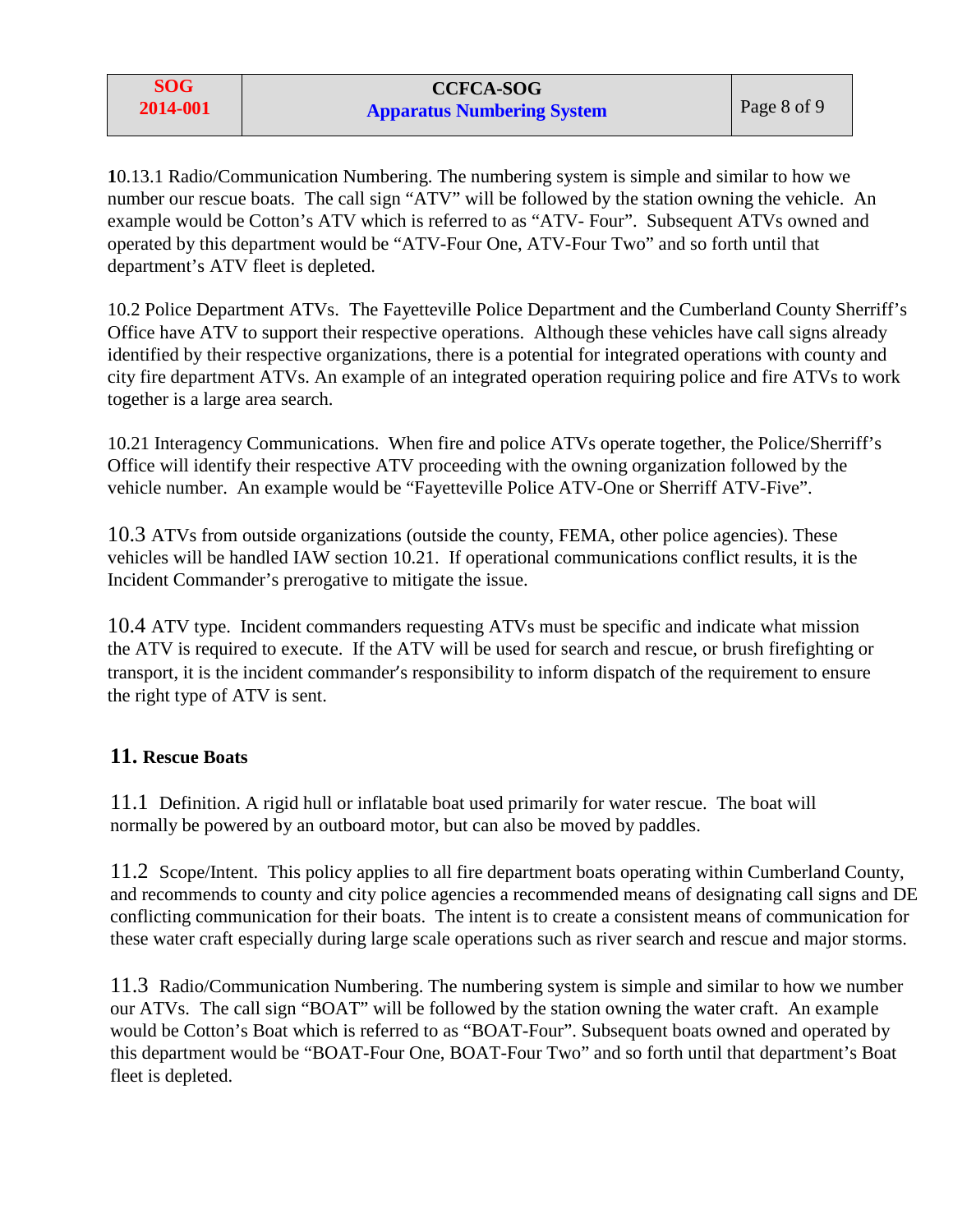10.13.1 Radio/Communication Numbering. The numbering system is simple and similar to how we number our rescue boats. The call sign "ATV" will be followed by the station owning the vehicle. An example would be Cotton's ATV which is referred to as "ATV- Four". Subsequent ATVs owned and operated by this department would be "ATV-Four One, ATV-Four Two" and so forth until that department's ATV fleet is depleted.

10.2 Police Department ATVs. The Fayetteville Police Department and the Cumberland County Sherriff's Office have ATV to support their respective operations. Although these vehicles have call signs already identified by their respective organizations, there is a potential for integrated operations with county and city fire department ATVs. An example of an integrated operation requiring police and fire ATVs to work together is a large area search.

10.21 Interagency Communications. When fire and police ATVs operate together, the Police/Sherriff's Office will identify their respective ATV proceeding with the owning organization followed by the vehicle number. An example would be "Fayetteville Police ATV-One or Sherriff ATV-Five".

10.3 ATVs from outside organizations (outside the county, FEMA, other police agencies). These vehicles will be handled IAW section 10.21. If operational communications conflict results, it is the Incident Commander's prerogative to mitigate the issue.

10.4 ATV type. Incident commanders requesting ATVs must be specific and indicate what mission the ATV is required to execute. If the ATV will be used for search and rescue, or brush firefighting or transport, it is the incident commander's responsibility to inform dispatch of the requirement to ensure the right type of ATV is sent.

## 11. Rescue Boats

11.1 Definition. A rigid hull or inflatable boat used primarily for water rescue. The boat will normally be powered by an outboard motor, but can also be moved by paddles.

11.2 Scope/Intent. This policy applies to all fire department boats operating within Cumberland County, and recommends to county and city police agencies a recommended means of designating call signs and DE conflicting communication for their boats. The intent is to create a consistent means of communication for these water craft especially during large scale operations such as river search and rescue and major storms.

11.3 Radio/Communication Numbering. The numbering system is simple and similar to how we number our ATVs. The call sign "BOAT" will be followed by the station owning the water craft. An example would be Cotton's Boat which is referred to as "BOAT-Four". Subsequent boats owned and operated by this department would be "BOAT-Four One, BOAT-Four Two" and so forth until that department's Boat fleet is depleted.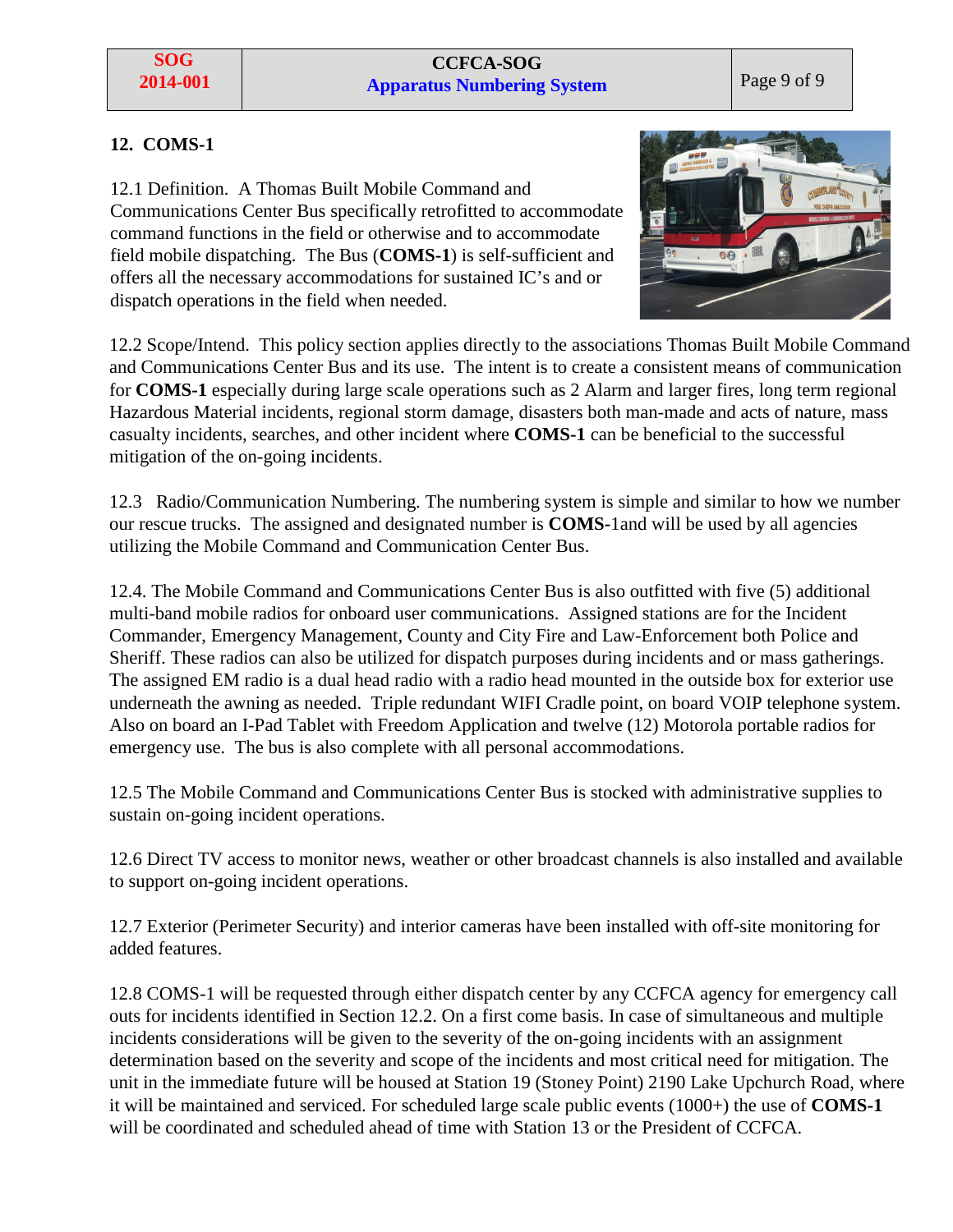## 12. COMS-1

12.1 Definition. A Thomas Built Mobile Command and Communications Center Bus specifically retrofitted to accommodate command functions in the field or otherwise and to accommodate field mobile dispatching. The Bus (**COMS-1**) is self-sufficient and offers all the necessary accommodations for sustained IC's and or dispatch operations in the field when needed.

12.2 Scope/Intend. This policy section applies directly to the associations Thomas Built Mobile Command and Communications Center Bus and its use. The intent is to create a consistent means of communication for **COMS-1** especially during large scale operations such as 2 Alarm and larger fires, long term regional Hazardous Material incidents, regional storm damage, disasters both man-made and acts of nature, mass casualty incidents, searches, and other incident where **COMS-1** can be beneficial to the successful mitigation of the on-going incidents.

12.3 Radio/Communication Numbering. The numbering system is simple and similar to how we number our rescue trucks. The assigned and designated number is **COMS-**1and will be used by all agencies utilizing the Mobile Command and Communication Center Bus.

12.4. The Mobile Command and Communications Center Bus is also outfitted with five (5) additional multi-band mobile radios for onboard user communications. Assigned stations are for the Incident Commander, Emergency Management, County and City Fire and Law-Enforcement both Police and Sheriff. These radios can also be utilized for dispatch purposes during incidents and or mass gatherings. The assigned EM radio is a dual head radio with a radio head mounted in the outside box for exterior use underneath the awning as needed. Triple redundant WIFI Cradle point, on board VOIP telephone system. Also on board an I-Pad Tablet with Freedom Application and twelve (12) Motorola portable radios for emergency use. The bus is also complete with all personal accommodations.

12.5 The Mobile Command and Communications Center Bus is stocked with administrative supplies to sustain on-going incident operations.

12.6 Direct TV access to monitor news, weather or other broadcast channels is also installed and available to support on-going incident operations.

12.7 Exterior (Perimeter Security) and interior cameras have been installed with off-site monitoring for added features.

12.8 COMS-1 will be requested through either dispatch center by any CCFCA agency for emergency call outs for incidents identified in Section 12.2. On a first come basis. In case of simultaneous and multiple incidents considerations will be given to the severity of the on-going incidents with an assignment determination based on the severity and scope of the incidents and most critical need for mitigation. The unit in the immediate future will be housed at Station 19 (Stoney Point) 2190 Lake Upchurch Road, where it will be maintained and serviced. For scheduled large scale public events (1000+) the use of **COMS-1** will be coordinated and scheduled ahead of time with Station 13 or the President of CCFCA.